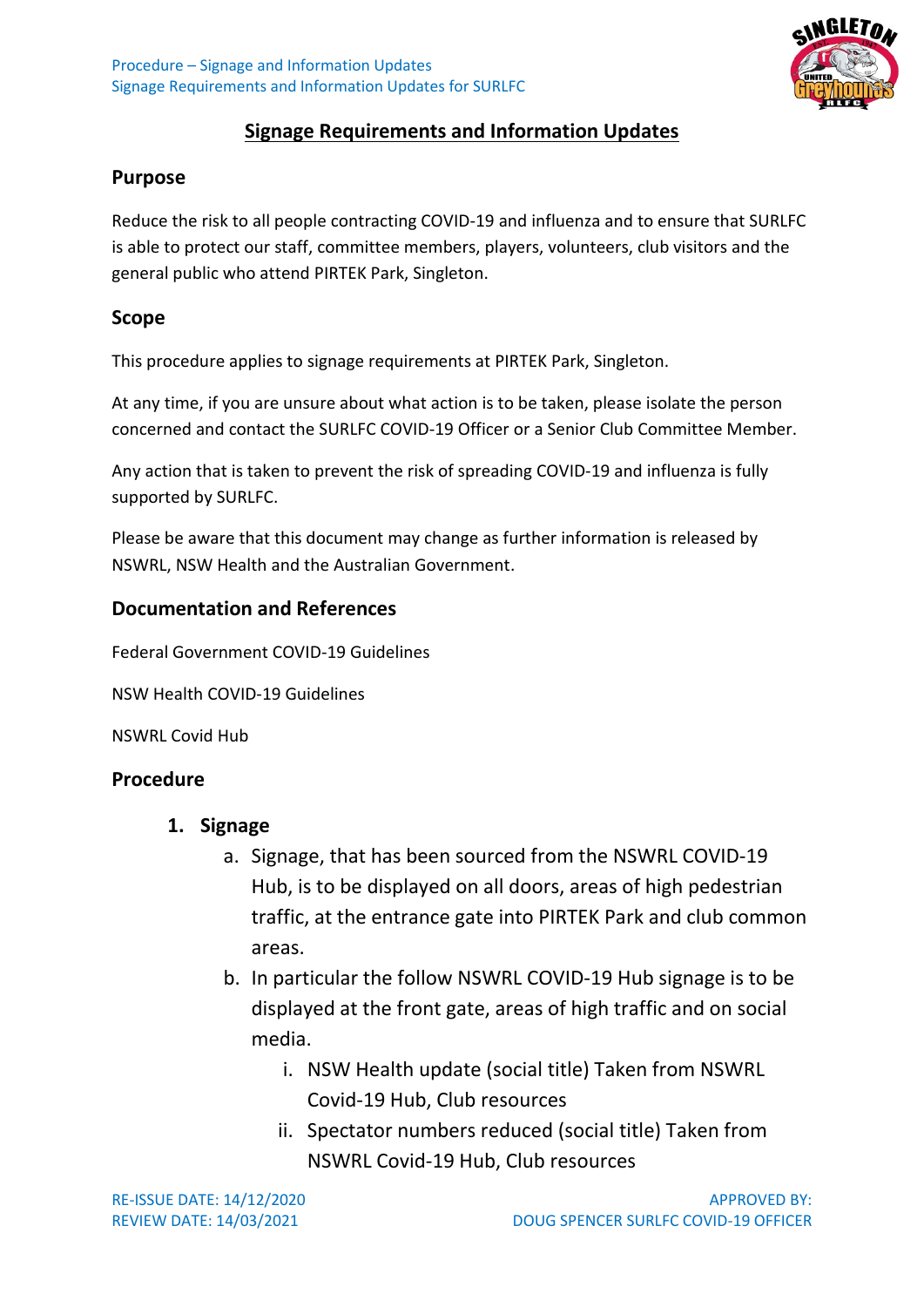# Signage Requirements and Information Updates

## Purpose

Reduce the risk to all people contracting COVID-19 and influenza and to ensure that SURLFC is able to protect our staff, committee members, players, volunteers, club visitors and the general public who attend PIRTEK Park, Singleton.

## Scope

This procedure applies to signage requirements at PIRTEK Park, Singleton.

At any time, if you are unsure about what action is to be taken, please isolate the person concerned and contact the SURLFC COVID-19 Officer or a Senior Club Committee Member.

Any action that is taken to prevent the risk of spreading COVID-19 and influenza is fully supported by SURLFC.

Please be aware that this document may change as further information is released by NSWRL, NSW Health and the Australian Government.

## Documentation and References

Federal Government COVID-19 Guidelines

NSW Health COVID-19 Guidelines

NSWRL Covid Hub

## Procedure

1. **Signage**
   a. Signage, that has been sourced from the NSWRL COVID-19 Hub, is to be displayed on all doors, areas of high pedestrian traffic, at the entrance gate into PIRTEK Park and club common areas.
   b. In particular the follow NSWRL COVID-19 Hub signage is to be displayed at the front gate, areas of high traffic and on social media.
      i. NSW Health update (social title) Taken from NSWRL Covid-19 Hub, Club resources
      ii. Spectator numbers reduced (social title) Taken from NSWRL Covid-19 Hub, Club resources

RE-ISSUE DATE: 14/12/2020
REVIEW DATE: 14/03/2021

APPROVED BY:
DOUG SPENCER SURLFC COVID-19 OFFICER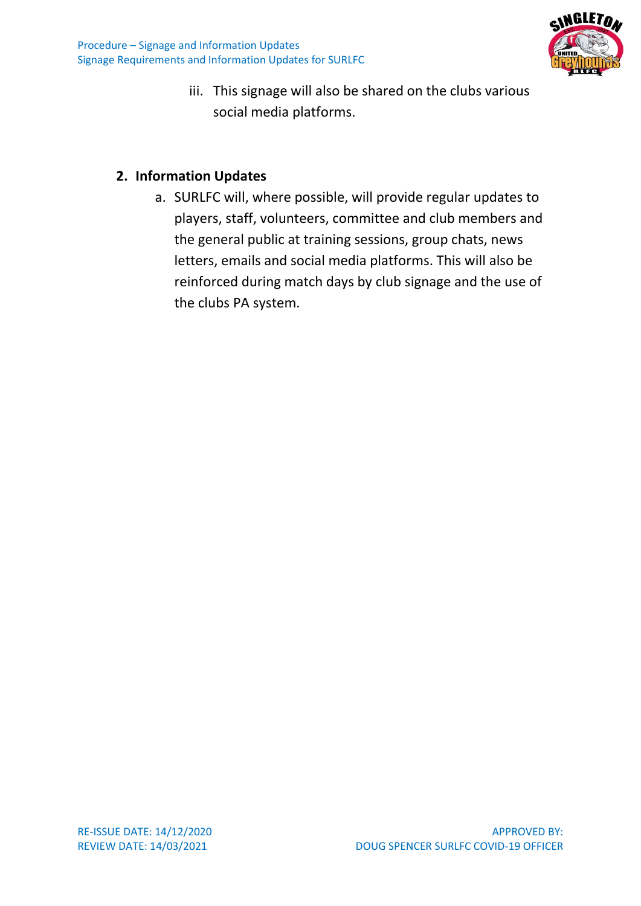iii. This signage will also be shared on the clubs various social media platforms.

2. **Information Updates**
    a. SURLFC will, where possible, will provide regular updates to players, staff, volunteers, committee and club members and the general public at training sessions, group chats, news letters, emails and social media platforms. This will also be reinforced during match days by club signage and the use of the clubs PA system.

RE-ISSUE DATE: 14/12/2020
REVIEW DATE: 14/03/2021

APPROVED BY:
DOUG SPENCER SURLFC COVID-19 OFFICER